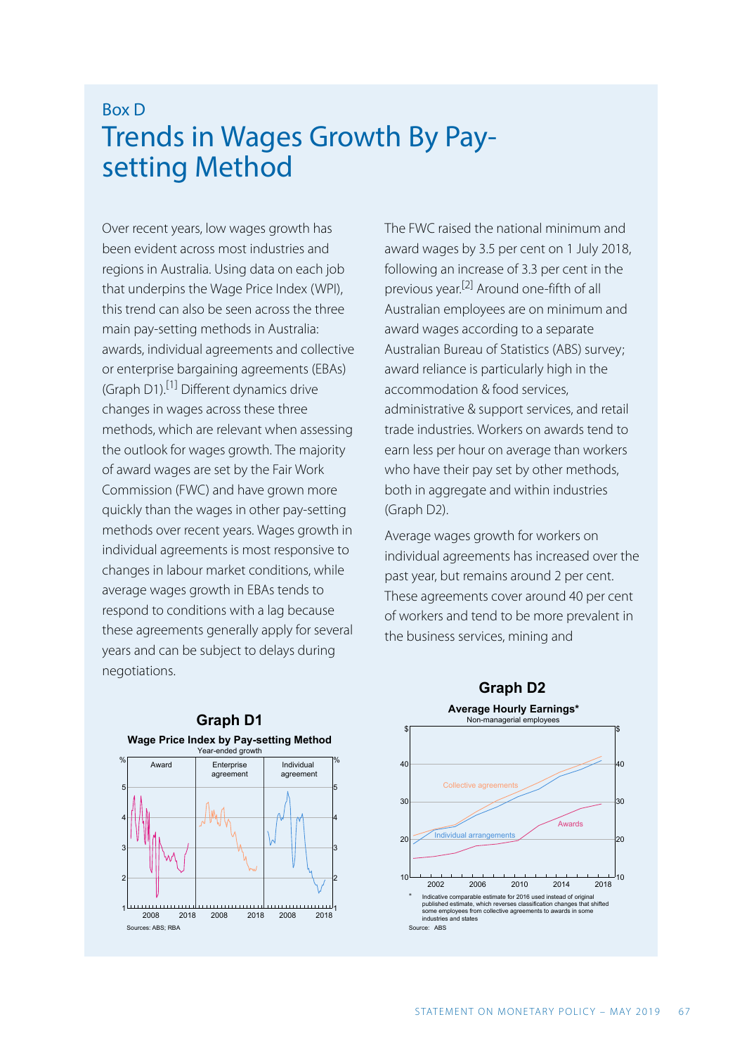## Box D

# Trends in Wages Growth By Pay-setting Method

Over recent years, low wages growth has been evident across most industries and regions in Australia. Using data on each job that underpins the Wage Price Index (WPI), this trend can also be seen across the three main pay-setting methods in Australia: awards, individual agreements and collective or enterprise bargaining agreements (EBAs) (Graph D1).[1] Different dynamics drive changes in wages across these three methods, which are relevant when assessing the outlook for wages growth. The majority of award wages are set by the Fair Work Commission (FWC) and have grown more quickly than the wages in other pay-setting methods over recent years. Wages growth in individual agreements is most responsive to changes in labour market conditions, while average wages growth in EBAs tends to respond to conditions with a lag because these agreements generally apply for several years and can be subject to delays during negotiations.

The FWC raised the national minimum and award wages by 3.5 per cent on 1 July 2018, following an increase of 3.3 per cent in the previous year.[2] Around one-fifth of all Australian employees are on minimum and award wages according to a separate Australian Bureau of Statistics (ABS) survey; award reliance is particularly high in the accommodation & food services, administrative & support services, and retail trade industries. Workers on awards tend to earn less per hour on average than workers who have their pay set by other methods, both in aggregate and within industries (Graph D2).

Average wages growth for workers on individual agreements has increased over the past year, but remains around 2 per cent. These agreements cover around 40 per cent of workers and tend to be more prevalent in the business services, mining and

**Graph D1**

**Wage Price Index by Pay-setting Method**

Year-ended growth

Sources: ABS; RBA

**Graph D2**

**Average Hourly Earnings***

Non-managerial employees

\* Indicative comparable estimate for 2016 used instead of original published estimate, which reverses classification changes that shifted some employees from collective agreements to awards in some industries and states

Source: ABS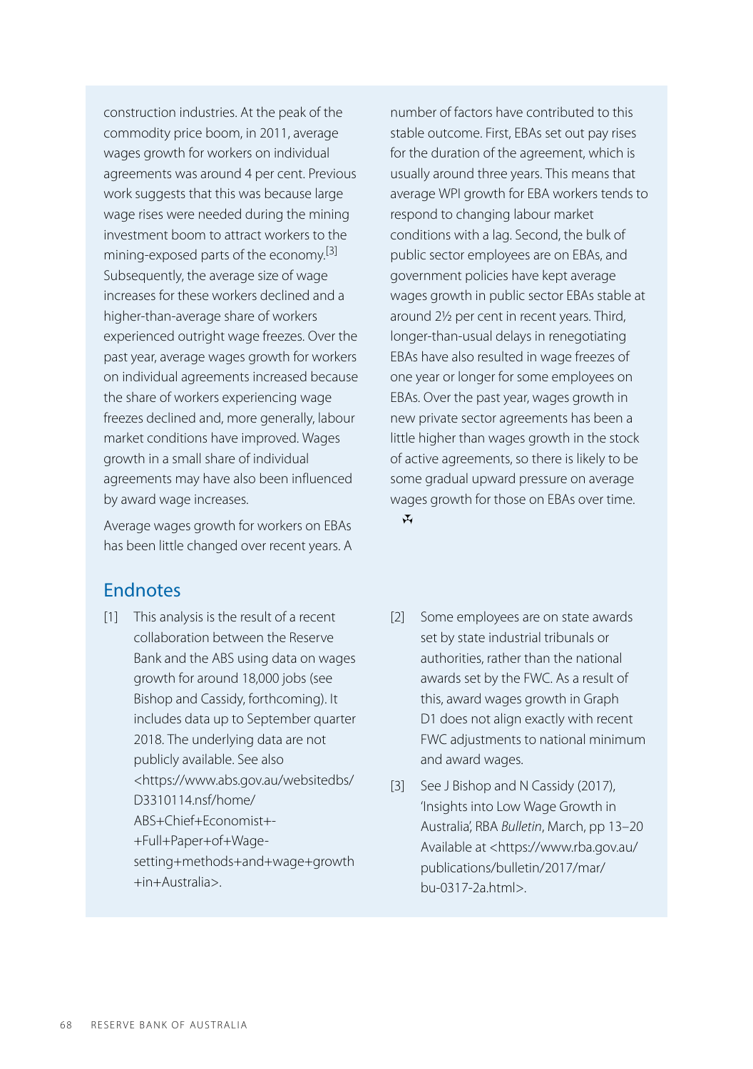construction industries. At the peak of the commodity price boom, in 2011, average wages growth for workers on individual agreements was around 4 per cent. Previous work suggests that this was because large wage rises were needed during the mining investment boom to attract workers to the mining-exposed parts of the economy.[3] Subsequently, the average size of wage increases for these workers declined and a higher-than-average share of workers experienced outright wage freezes. Over the past year, average wages growth for workers on individual agreements increased because the share of workers experiencing wage freezes declined and, more generally, labour market conditions have improved. Wages growth in a small share of individual agreements may have also been influenced by award wage increases.

Average wages growth for workers on EBAs has been little changed over recent years. A number of factors have contributed to this stable outcome. First, EBAs set out pay rises for the duration of the agreement, which is usually around three years. This means that average WPI growth for EBA workers tends to respond to changing labour market conditions with a lag. Second, the bulk of public sector employees are on EBAs, and government policies have kept average wages growth in public sector EBAs stable at around 2½ per cent in recent years. Third, longer-than-usual delays in renegotiating EBAs have also resulted in wage freezes of one year or longer for some employees on EBAs. Over the past year, wages growth in new private sector agreements has been a little higher than wages growth in the stock of active agreements, so there is likely to be some gradual upward pressure on average wages growth for those on EBAs over time.

## Endnotes

[1] This analysis is the result of a recent collaboration between the Reserve Bank and the ABS using data on wages growth for around 18,000 jobs (see Bishop and Cassidy, forthcoming). It includes data up to September quarter 2018. The underlying data are not publicly available. See also <https://www.abs.gov.au/websitedbs/D3310114.nsf/home/ABS+Chief+Economist+-+Full+Paper+of+Wage-setting+methods+and+wage+growth+in+Australia>.

[2] Some employees are on state awards set by state industrial tribunals or authorities, rather than the national awards set by the FWC. As a result of this, award wages growth in Graph D1 does not align exactly with recent FWC adjustments to national minimum and award wages.

[3] See J Bishop and N Cassidy (2017), 'Insights into Low Wage Growth in Australia', RBA *Bulletin*, March, pp 13–20 Available at <https://www.rba.gov.au/publications/bulletin/2017/mar/bu-0317-2a.html>.